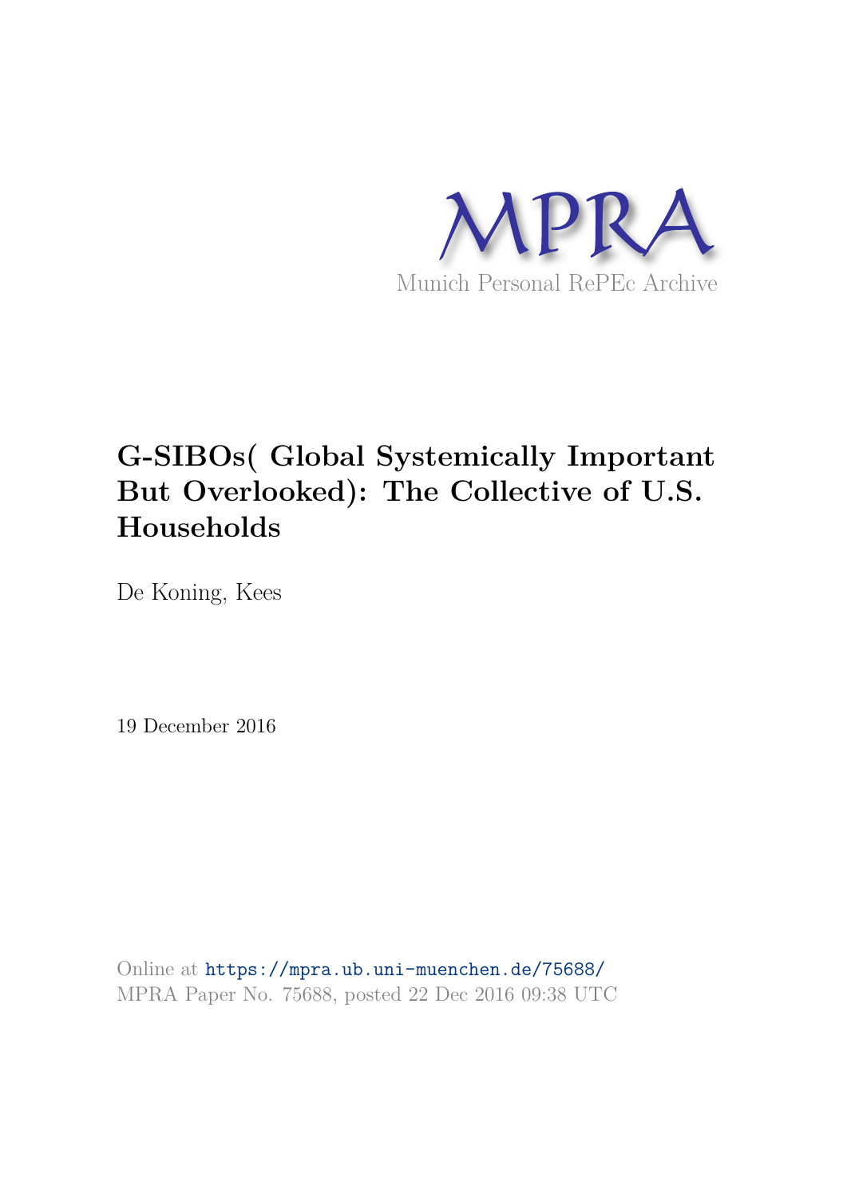MPRA

Munich Personal RePEc Archive

# G-SIBOs( Global Systemically Important But Overlooked): The Collective of U.S. Households

De Koning, Kees

19 December 2016

Online at https://mpra.ub.uni-muenchen.de/75688/
MPRA Paper No. 75688, posted 22 Dec 2016 09:38 UTC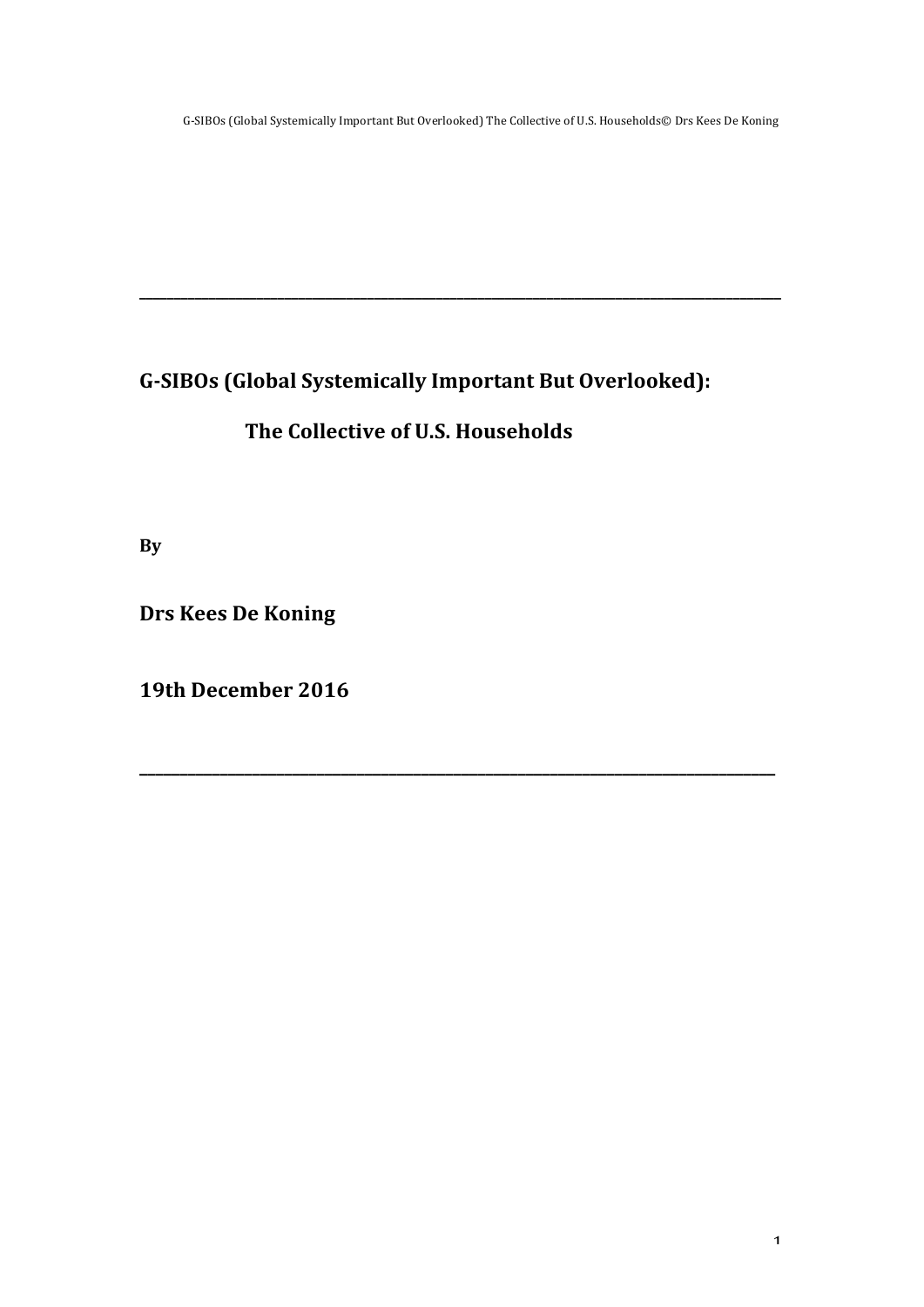---

# G-SIBOs (Global Systemically Important But Overlooked):

## The Collective of U.S. Households

**By**

**Drs Kees De Koning**

**19th December 2016**

---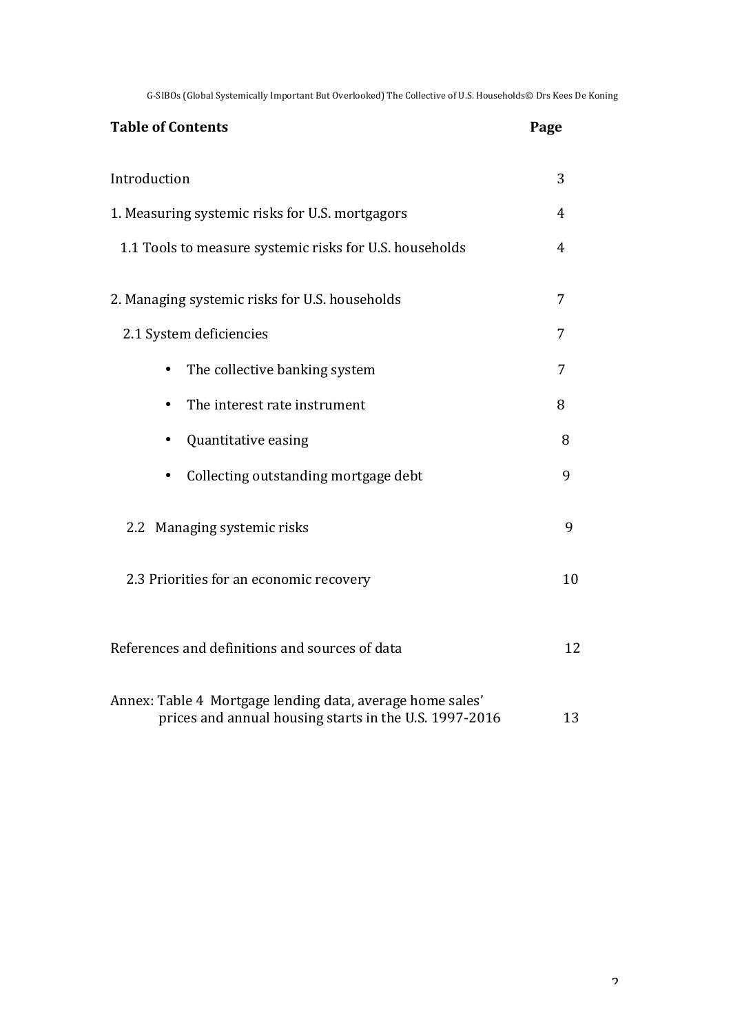## Table of Contents

| | Page |
|---|---|
| Introduction | 3 |
| 1. Measuring systemic risks for U.S. mortgagors | 4 |
| 1.1 Tools to measure systemic risks for U.S. households | 4 |
| 2. Managing systemic risks for U.S. households | 7 |
| 2.1 System deficiencies | 7 |
| • The collective banking system | 7 |
| • The interest rate instrument | 8 |
| • Quantitative easing | 8 |
| • Collecting outstanding mortgage debt | 9 |
| 2.2 Managing systemic risks | 9 |
| 2.3 Priorities for an economic recovery | 10 |
| References and definitions and sources of data | 12 |
| Annex: Table 4 Mortgage lending data, average home sales' prices and annual housing starts in the U.S. 1997-2016 | 13 |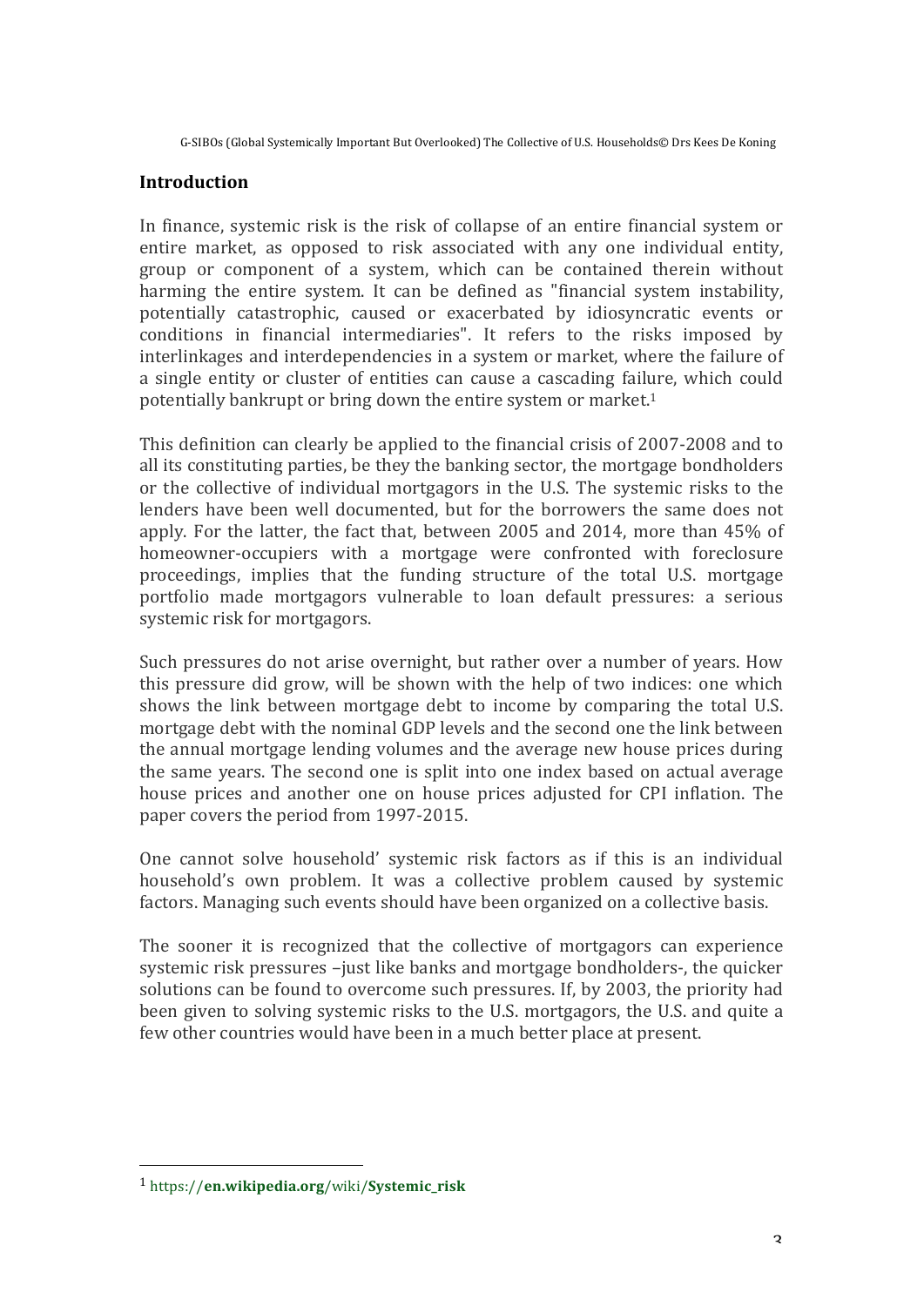## Introduction

In finance, systemic risk is the risk of collapse of an entire financial system or entire market, as opposed to risk associated with any one individual entity, group or component of a system, which can be contained therein without harming the entire system. It can be defined as "financial system instability, potentially catastrophic, caused or exacerbated by idiosyncratic events or conditions in financial intermediaries". It refers to the risks imposed by interlinkages and interdependencies in a system or market, where the failure of a single entity or cluster of entities can cause a cascading failure, which could potentially bankrupt or bring down the entire system or market.[1]

This definition can clearly be applied to the financial crisis of 2007-2008 and to all its constituting parties, be they the banking sector, the mortgage bondholders or the collective of individual mortgagors in the U.S. The systemic risks to the lenders have been well documented, but for the borrowers the same does not apply. For the latter, the fact that, between 2005 and 2014, more than 45% of homeowner-occupiers with a mortgage were confronted with foreclosure proceedings, implies that the funding structure of the total U.S. mortgage portfolio made mortgagors vulnerable to loan default pressures: a serious systemic risk for mortgagors.

Such pressures do not arise overnight, but rather over a number of years. How this pressure did grow, will be shown with the help of two indices: one which shows the link between mortgage debt to income by comparing the total U.S. mortgage debt with the nominal GDP levels and the second one the link between the annual mortgage lending volumes and the average new house prices during the same years. The second one is split into one index based on actual average house prices and another one on house prices adjusted for CPI inflation. The paper covers the period from 1997-2015.

One cannot solve household' systemic risk factors as if this is an individual household's own problem. It was a collective problem caused by systemic factors. Managing such events should have been organized on a collective basis.

The sooner it is recognized that the collective of mortgagors can experience systemic risk pressures –just like banks and mortgage bondholders-, the quicker solutions can be found to overcome such pressures. If, by 2003, the priority had been given to solving systemic risks to the U.S. mortgagors, the U.S. and quite a few other countries would have been in a much better place at present.

[1] https://**en.wikipedia.org**/wiki/**Systemic_risk**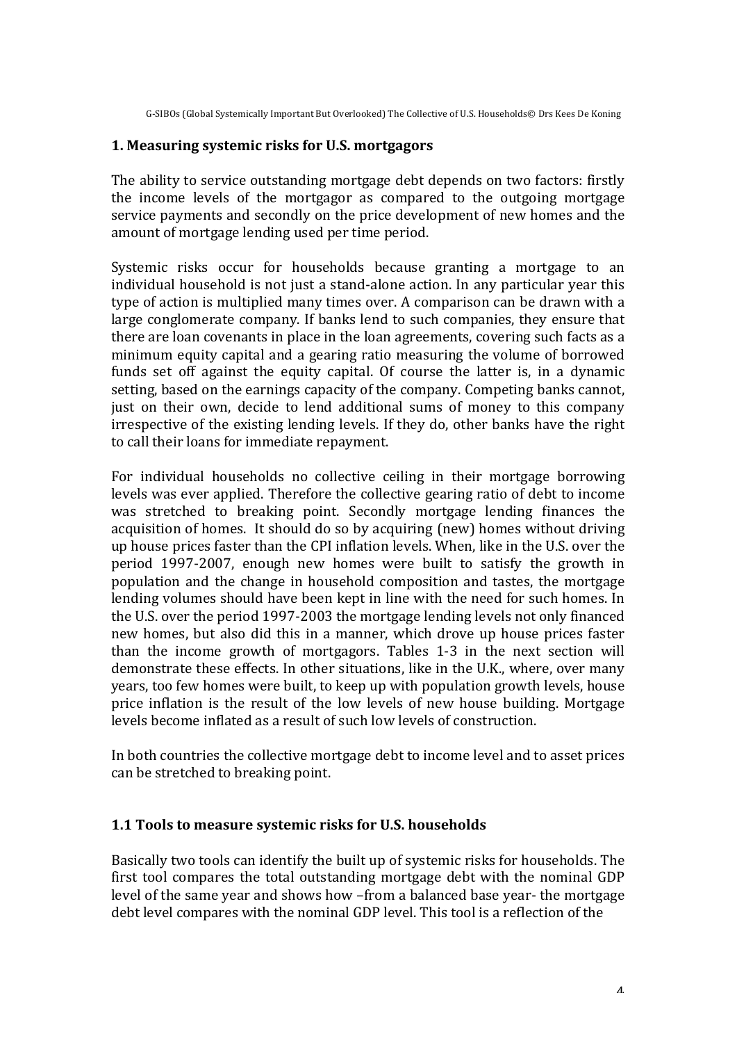## 1. Measuring systemic risks for U.S. mortgagors

The ability to service outstanding mortgage debt depends on two factors: firstly the income levels of the mortgagor as compared to the outgoing mortgage service payments and secondly on the price development of new homes and the amount of mortgage lending used per time period.

Systemic risks occur for households because granting a mortgage to an individual household is not just a stand-alone action. In any particular year this type of action is multiplied many times over. A comparison can be drawn with a large conglomerate company. If banks lend to such companies, they ensure that there are loan covenants in place in the loan agreements, covering such facts as a minimum equity capital and a gearing ratio measuring the volume of borrowed funds set off against the equity capital. Of course the latter is, in a dynamic setting, based on the earnings capacity of the company. Competing banks cannot, just on their own, decide to lend additional sums of money to this company irrespective of the existing lending levels. If they do, other banks have the right to call their loans for immediate repayment.

For individual households no collective ceiling in their mortgage borrowing levels was ever applied. Therefore the collective gearing ratio of debt to income was stretched to breaking point. Secondly mortgage lending finances the acquisition of homes. It should do so by acquiring (new) homes without driving up house prices faster than the CPI inflation levels. When, like in the U.S. over the period 1997-2007, enough new homes were built to satisfy the growth in population and the change in household composition and tastes, the mortgage lending volumes should have been kept in line with the need for such homes. In the U.S. over the period 1997-2003 the mortgage lending levels not only financed new homes, but also did this in a manner, which drove up house prices faster than the income growth of mortgagors. Tables 1-3 in the next section will demonstrate these effects. In other situations, like in the U.K., where, over many years, too few homes were built, to keep up with population growth levels, house price inflation is the result of the low levels of new house building. Mortgage levels become inflated as a result of such low levels of construction.

In both countries the collective mortgage debt to income level and to asset prices can be stretched to breaking point.

### 1.1 Tools to measure systemic risks for U.S. households

Basically two tools can identify the built up of systemic risks for households. The first tool compares the total outstanding mortgage debt with the nominal GDP level of the same year and shows how –from a balanced base year- the mortgage debt level compares with the nominal GDP level. This tool is a reflection of the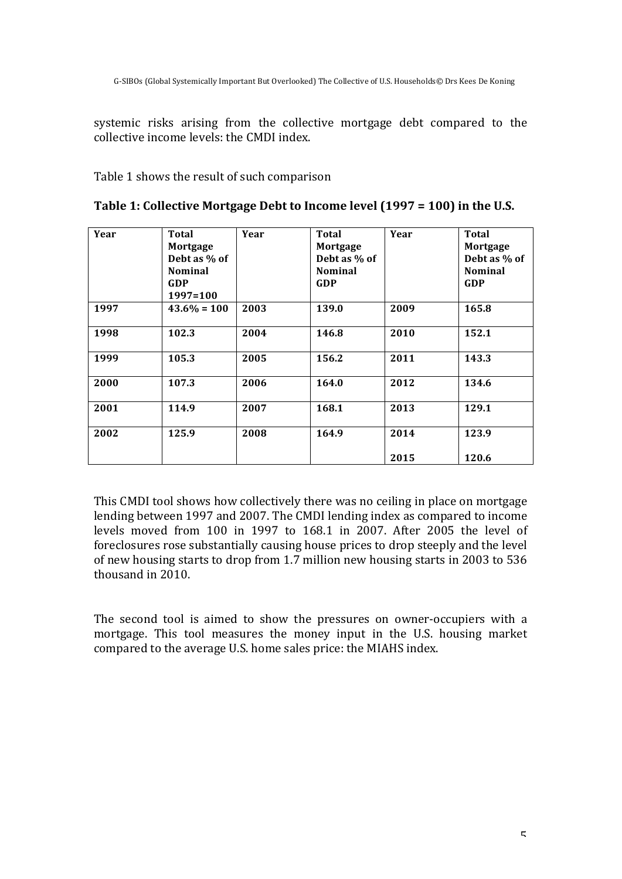systemic risks arising from the collective mortgage debt compared to the collective income levels: the CMDI index.

Table 1 shows the result of such comparison

**Table 1: Collective Mortgage Debt to Income level (1997 = 100) in the U.S.**

| Year | Total Mortgage Debt as % of Nominal GDP 1997=100 | Year | Total Mortgage Debt as % of Nominal GDP | Year | Total Mortgage Debt as % of Nominal GDP |
|---|---|---|---|---|---|
| **1997** | **43.6% = 100** | **2003** | **139.0** | **2009** | **165.8** |
| **1998** | **102.3** | **2004** | **146.8** | **2010** | **152.1** |
| **1999** | **105.3** | **2005** | **156.2** | **2011** | **143.3** |
| **2000** | **107.3** | **2006** | **164.0** | **2012** | **134.6** |
| **2001** | **114.9** | **2007** | **168.1** | **2013** | **129.1** |
| **2002** | **125.9** | **2008** | **164.9** | **2014** | **123.9** |
| | | | | **2015** | **120.6** |

This CMDI tool shows how collectively there was no ceiling in place on mortgage lending between 1997 and 2007. The CMDI lending index as compared to income levels moved from 100 in 1997 to 168.1 in 2007. After 2005 the level of foreclosures rose substantially causing house prices to drop steeply and the level of new housing starts to drop from 1.7 million new housing starts in 2003 to 536 thousand in 2010.

The second tool is aimed to show the pressures on owner-occupiers with a mortgage. This tool measures the money input in the U.S. housing market compared to the average U.S. home sales price: the MIAHS index.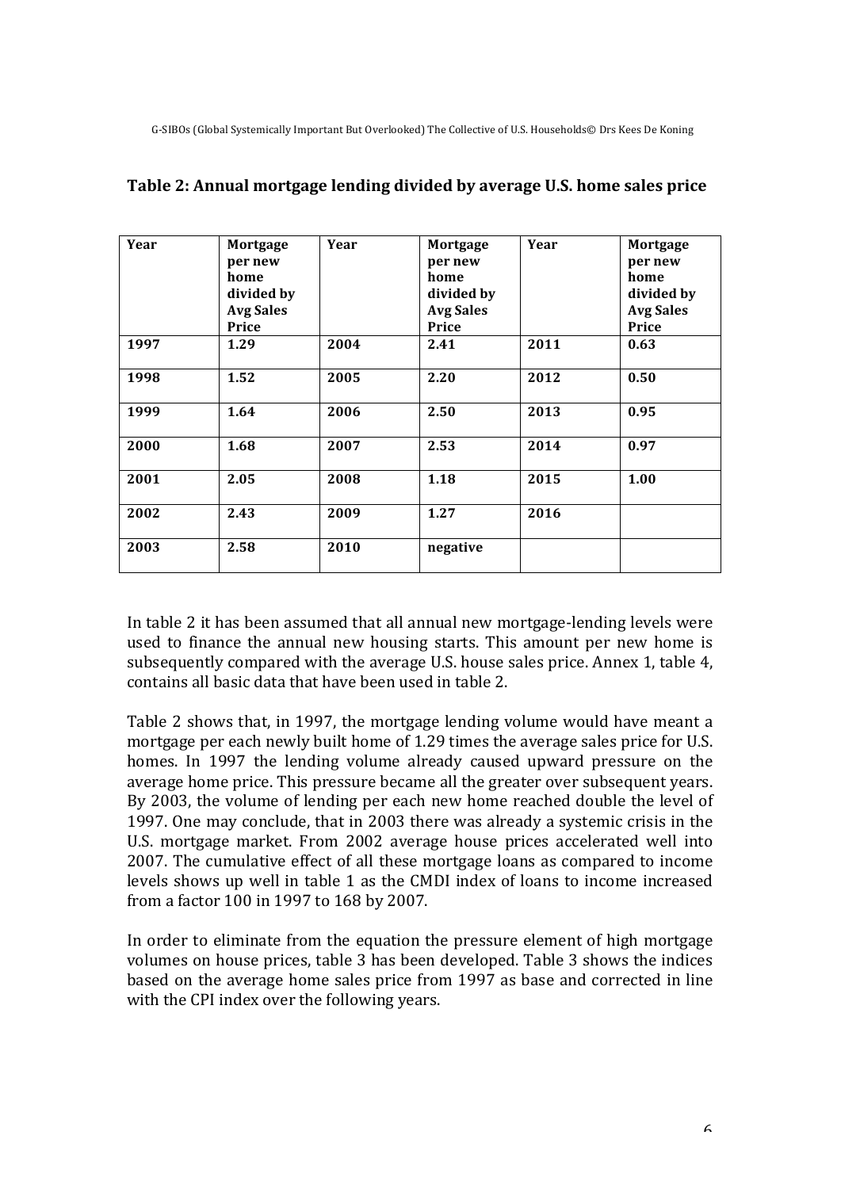**Table 2: Annual mortgage lending divided by average U.S. home sales price**

| Year | Mortgage per new home divided by Avg Sales Price | Year | Mortgage per new home divided by Avg Sales Price | Year | Mortgage per new home divided by Avg Sales Price |
|---|---|---|---|---|---|
| **1997** | **1.29** | **2004** | **2.41** | **2011** | **0.63** |
| **1998** | **1.52** | **2005** | **2.20** | **2012** | **0.50** |
| **1999** | **1.64** | **2006** | **2.50** | **2013** | **0.95** |
| **2000** | **1.68** | **2007** | **2.53** | **2014** | **0.97** |
| **2001** | **2.05** | **2008** | **1.18** | **2015** | **1.00** |
| **2002** | **2.43** | **2009** | **1.27** | **2016** | |
| **2003** | **2.58** | **2010** | **negative** | | |

In table 2 it has been assumed that all annual new mortgage-lending levels were used to finance the annual new housing starts. This amount per new home is subsequently compared with the average U.S. house sales price. Annex 1, table 4, contains all basic data that have been used in table 2.

Table 2 shows that, in 1997, the mortgage lending volume would have meant a mortgage per each newly built home of 1.29 times the average sales price for U.S. homes. In 1997 the lending volume already caused upward pressure on the average home price. This pressure became all the greater over subsequent years. By 2003, the volume of lending per each new home reached double the level of 1997. One may conclude, that in 2003 there was already a systemic crisis in the U.S. mortgage market. From 2002 average house prices accelerated well into 2007. The cumulative effect of all these mortgage loans as compared to income levels shows up well in table 1 as the CMDI index of loans to income increased from a factor 100 in 1997 to 168 by 2007.

In order to eliminate from the equation the pressure element of high mortgage volumes on house prices, table 3 has been developed. Table 3 shows the indices based on the average home sales price from 1997 as base and corrected in line with the CPI index over the following years.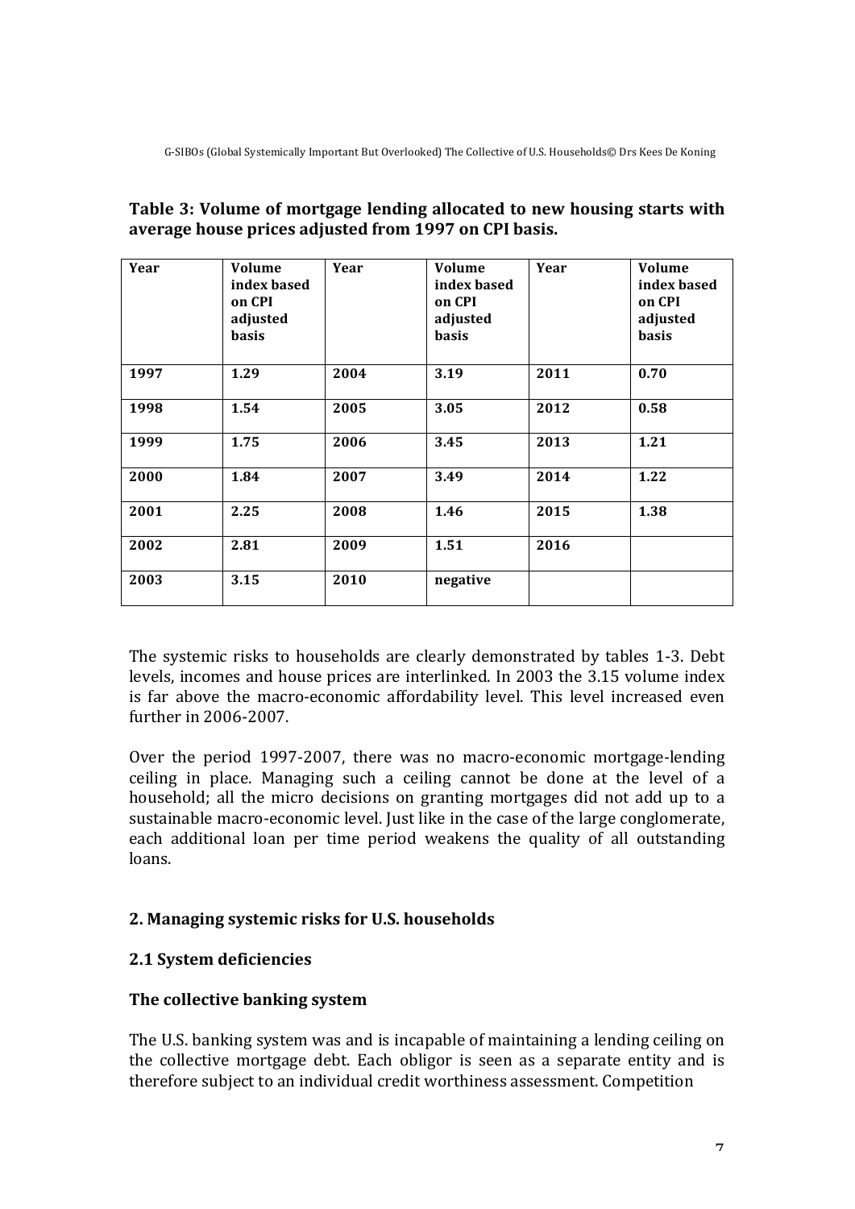**Table 3: Volume of mortgage lending allocated to new housing starts with average house prices adjusted from 1997 on CPI basis.**

| Year | Volume index based on CPI adjusted basis | Year | Volume index based on CPI adjusted basis | Year | Volume index based on CPI adjusted basis |
|---|---|---|---|---|---|
| 1997 | 1.29 | 2004 | 3.19 | 2011 | 0.70 |
| 1998 | 1.54 | 2005 | 3.05 | 2012 | 0.58 |
| 1999 | 1.75 | 2006 | 3.45 | 2013 | 1.21 |
| 2000 | 1.84 | 2007 | 3.49 | 2014 | 1.22 |
| 2001 | 2.25 | 2008 | 1.46 | 2015 | 1.38 |
| 2002 | 2.81 | 2009 | 1.51 | 2016 | |
| 2003 | 3.15 | 2010 | negative | | |

The systemic risks to households are clearly demonstrated by tables 1-3. Debt levels, incomes and house prices are interlinked. In 2003 the 3.15 volume index is far above the macro-economic affordability level. This level increased even further in 2006-2007.

Over the period 1997-2007, there was no macro-economic mortgage-lending ceiling in place. Managing such a ceiling cannot be done at the level of a household; all the micro decisions on granting mortgages did not add up to a sustainable macro-economic level. Just like in the case of the large conglomerate, each additional loan per time period weakens the quality of all outstanding loans.

## 2. Managing systemic risks for U.S. households

### 2.1 System deficiencies

### The collective banking system

The U.S. banking system was and is incapable of maintaining a lending ceiling on the collective mortgage debt. Each obligor is seen as a separate entity and is therefore subject to an individual credit worthiness assessment. Competition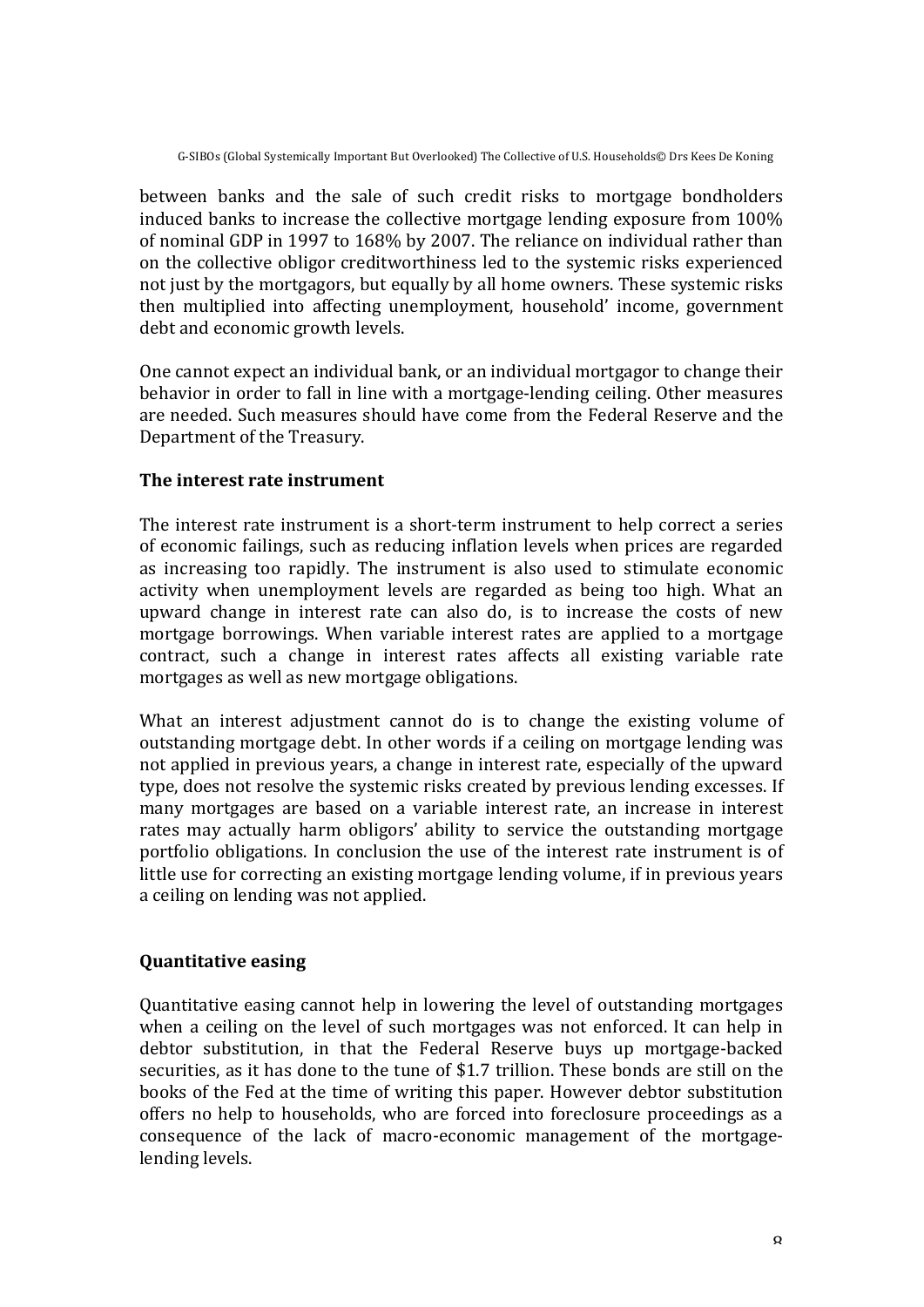between banks and the sale of such credit risks to mortgage bondholders induced banks to increase the collective mortgage lending exposure from 100% of nominal GDP in 1997 to 168% by 2007. The reliance on individual rather than on the collective obligor creditworthiness led to the systemic risks experienced not just by the mortgagors, but equally by all home owners. These systemic risks then multiplied into affecting unemployment, household' income, government debt and economic growth levels.

One cannot expect an individual bank, or an individual mortgagor to change their behavior in order to fall in line with a mortgage-lending ceiling. Other measures are needed. Such measures should have come from the Federal Reserve and the Department of the Treasury.

### The interest rate instrument

The interest rate instrument is a short-term instrument to help correct a series of economic failings, such as reducing inflation levels when prices are regarded as increasing too rapidly. The instrument is also used to stimulate economic activity when unemployment levels are regarded as being too high. What an upward change in interest rate can also do, is to increase the costs of new mortgage borrowings. When variable interest rates are applied to a mortgage contract, such a change in interest rates affects all existing variable rate mortgages as well as new mortgage obligations.

What an interest adjustment cannot do is to change the existing volume of outstanding mortgage debt. In other words if a ceiling on mortgage lending was not applied in previous years, a change in interest rate, especially of the upward type, does not resolve the systemic risks created by previous lending excesses. If many mortgages are based on a variable interest rate, an increase in interest rates may actually harm obligors' ability to service the outstanding mortgage portfolio obligations. In conclusion the use of the interest rate instrument is of little use for correcting an existing mortgage lending volume, if in previous years a ceiling on lending was not applied.

### Quantitative easing

Quantitative easing cannot help in lowering the level of outstanding mortgages when a ceiling on the level of such mortgages was not enforced. It can help in debtor substitution, in that the Federal Reserve buys up mortgage-backed securities, as it has done to the tune of $1.7 trillion. These bonds are still on the books of the Fed at the time of writing this paper. However debtor substitution offers no help to households, who are forced into foreclosure proceedings as a consequence of the lack of macro-economic management of the mortgage-lending levels.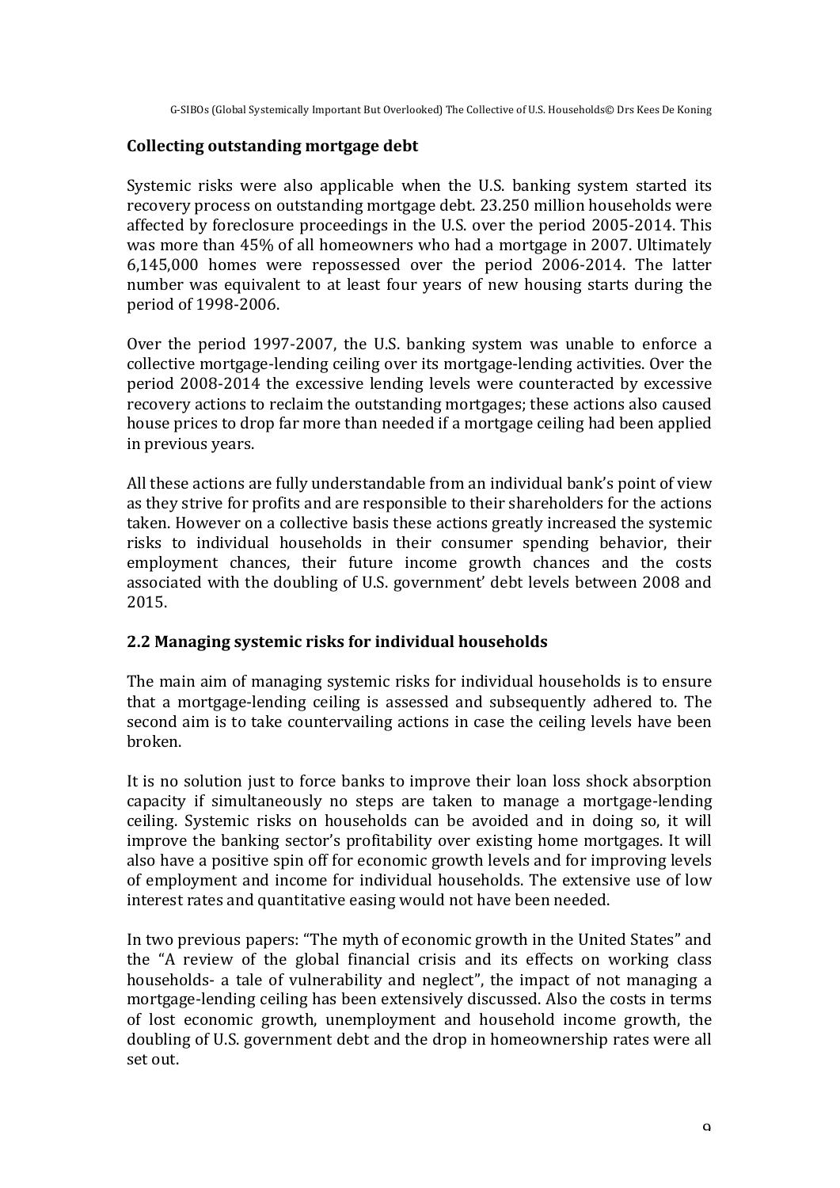### Collecting outstanding mortgage debt

Systemic risks were also applicable when the U.S. banking system started its recovery process on outstanding mortgage debt. 23.250 million households were affected by foreclosure proceedings in the U.S. over the period 2005-2014. This was more than 45% of all homeowners who had a mortgage in 2007. Ultimately 6,145,000 homes were repossessed over the period 2006-2014. The latter number was equivalent to at least four years of new housing starts during the period of 1998-2006.

Over the period 1997-2007, the U.S. banking system was unable to enforce a collective mortgage-lending ceiling over its mortgage-lending activities. Over the period 2008-2014 the excessive lending levels were counteracted by excessive recovery actions to reclaim the outstanding mortgages; these actions also caused house prices to drop far more than needed if a mortgage ceiling had been applied in previous years.

All these actions are fully understandable from an individual bank's point of view as they strive for profits and are responsible to their shareholders for the actions taken. However on a collective basis these actions greatly increased the systemic risks to individual households in their consumer spending behavior, their employment chances, their future income growth chances and the costs associated with the doubling of U.S. government' debt levels between 2008 and 2015.

## 2.2 Managing systemic risks for individual households

The main aim of managing systemic risks for individual households is to ensure that a mortgage-lending ceiling is assessed and subsequently adhered to. The second aim is to take countervailing actions in case the ceiling levels have been broken.

It is no solution just to force banks to improve their loan loss shock absorption capacity if simultaneously no steps are taken to manage a mortgage-lending ceiling. Systemic risks on households can be avoided and in doing so, it will improve the banking sector's profitability over existing home mortgages. It will also have a positive spin off for economic growth levels and for improving levels of employment and income for individual households. The extensive use of low interest rates and quantitative easing would not have been needed.

In two previous papers: "The myth of economic growth in the United States" and the "A review of the global financial crisis and its effects on working class households- a tale of vulnerability and neglect", the impact of not managing a mortgage-lending ceiling has been extensively discussed. Also the costs in terms of lost economic growth, unemployment and household income growth, the doubling of U.S. government debt and the drop in homeownership rates were all set out.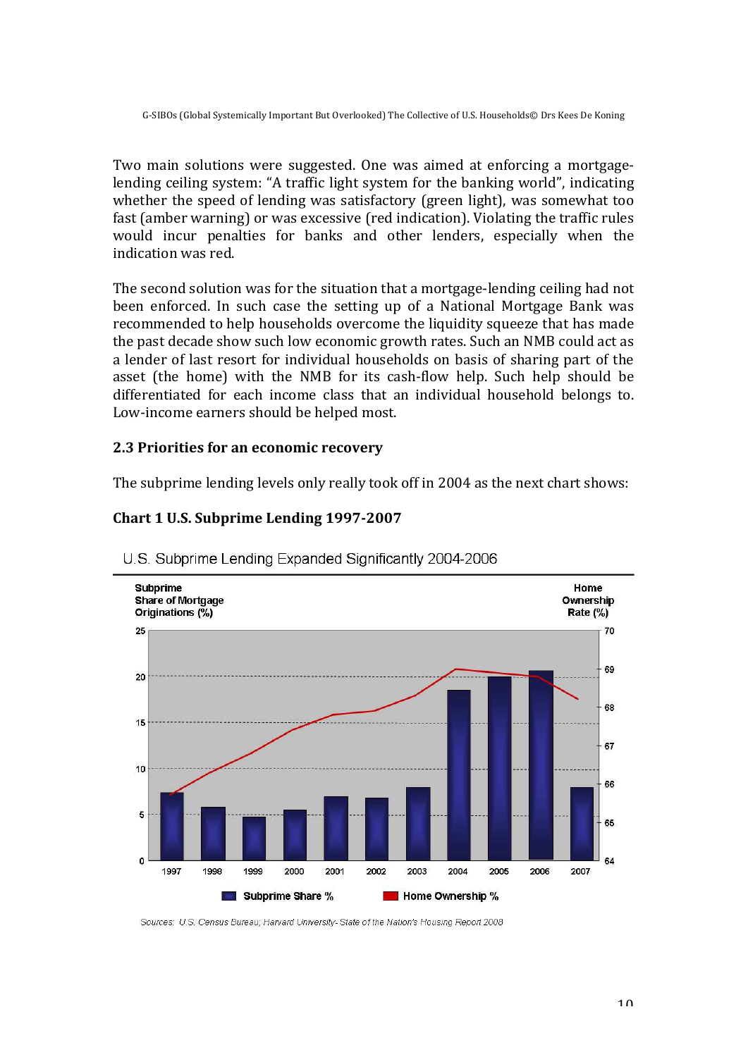Two main solutions were suggested. One was aimed at enforcing a mortgage-lending ceiling system: "A traffic light system for the banking world", indicating whether the speed of lending was satisfactory (green light), was somewhat too fast (amber warning) or was excessive (red indication). Violating the traffic rules would incur penalties for banks and other lenders, especially when the indication was red.

The second solution was for the situation that a mortgage-lending ceiling had not been enforced. In such case the setting up of a National Mortgage Bank was recommended to help households overcome the liquidity squeeze that has made the past decade show such low economic growth rates. Such an NMB could act as a lender of last resort for individual households on basis of sharing part of the asset (the home) with the NMB for its cash-flow help. Such help should be differentiated for each income class that an individual household belongs to. Low-income earners should be helped most.

### 2.3 Priorities for an economic recovery

The subprime lending levels only really took off in 2004 as the next chart shows:

**Chart 1 U.S. Subprime Lending 1997-2007**

U.S. Subprime Lending Expanded Significantly 2004-2006

Subprime Share of Mortgage Originations (%) | Home Ownership Rate (%)

Subprime Share % | Home Ownership %

Sources: U.S. Census Bureau; Harvard University- State of the Nation's Housing Report 2008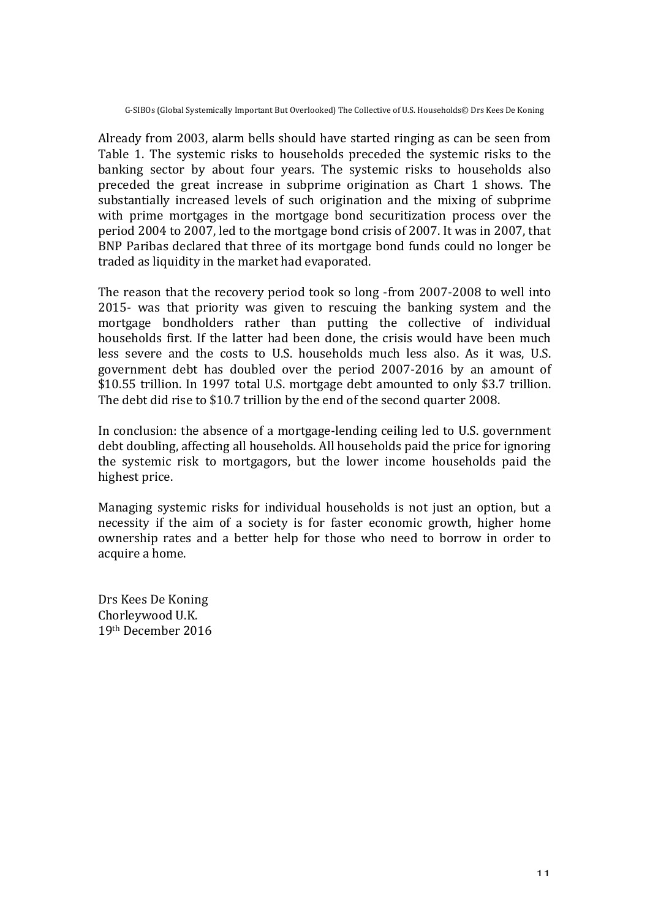Already from 2003, alarm bells should have started ringing as can be seen from Table 1. The systemic risks to households preceded the systemic risks to the banking sector by about four years. The systemic risks to households also preceded the great increase in subprime origination as Chart 1 shows. The substantially increased levels of such origination and the mixing of subprime with prime mortgages in the mortgage bond securitization process over the period 2004 to 2007, led to the mortgage bond crisis of 2007. It was in 2007, that BNP Paribas declared that three of its mortgage bond funds could no longer be traded as liquidity in the market had evaporated.

The reason that the recovery period took so long -from 2007-2008 to well into 2015- was that priority was given to rescuing the banking system and the mortgage bondholders rather than putting the collective of individual households first. If the latter had been done, the crisis would have been much less severe and the costs to U.S. households much less also. As it was, U.S. government debt has doubled over the period 2007-2016 by an amount of $10.55 trillion. In 1997 total U.S. mortgage debt amounted to only $3.7 trillion. The debt did rise to $10.7 trillion by the end of the second quarter 2008.

In conclusion: the absence of a mortgage-lending ceiling led to U.S. government debt doubling, affecting all households. All households paid the price for ignoring the systemic risk to mortgagors, but the lower income households paid the highest price.

Managing systemic risks for individual households is not just an option, but a necessity if the aim of a society is for faster economic growth, higher home ownership rates and a better help for those who need to borrow in order to acquire a home.

Drs Kees De Koning
Chorleywood U.K.
19th December 2016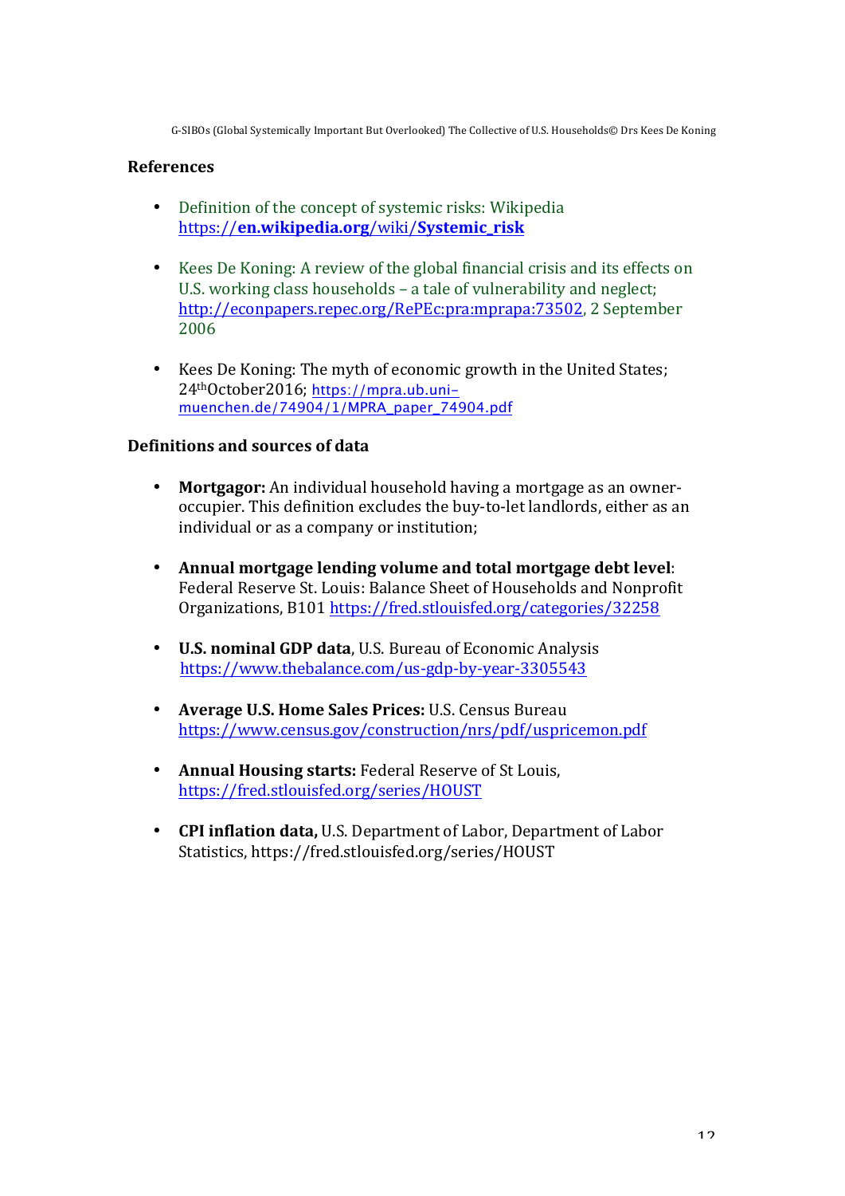## References

- Definition of the concept of systemic risks: Wikipedia https://en.wikipedia.org/wiki/Systemic_risk

- Kees De Koning: A review of the global financial crisis and its effects on U.S. working class households – a tale of vulnerability and neglect; http://econpapers.repec.org/RePEc:pra:mprapa:73502, 2 September 2006

- Kees De Koning: The myth of economic growth in the United States; 24th October 2016; https://mpra.ub.uni-muenchen.de/74904/1/MPRA_paper_74904.pdf

## Definitions and sources of data

- **Mortgagor:** An individual household having a mortgage as an owner-occupier. This definition excludes the buy-to-let landlords, either as an individual or as a company or institution;

- **Annual mortgage lending volume and total mortgage debt level**: Federal Reserve St. Louis: Balance Sheet of Households and Nonprofit Organizations, B101 https://fred.stlouisfed.org/categories/32258

- **U.S. nominal GDP data**, U.S. Bureau of Economic Analysis https://www.thebalance.com/us-gdp-by-year-3305543

- **Average U.S. Home Sales Prices:** U.S. Census Bureau https://www.census.gov/construction/nrs/pdf/uspricemon.pdf

- **Annual Housing starts:** Federal Reserve of St Louis, https://fred.stlouisfed.org/series/HOUST

- **CPI inflation data,** U.S. Department of Labor, Department of Labor Statistics, https://fred.stlouisfed.org/series/HOUST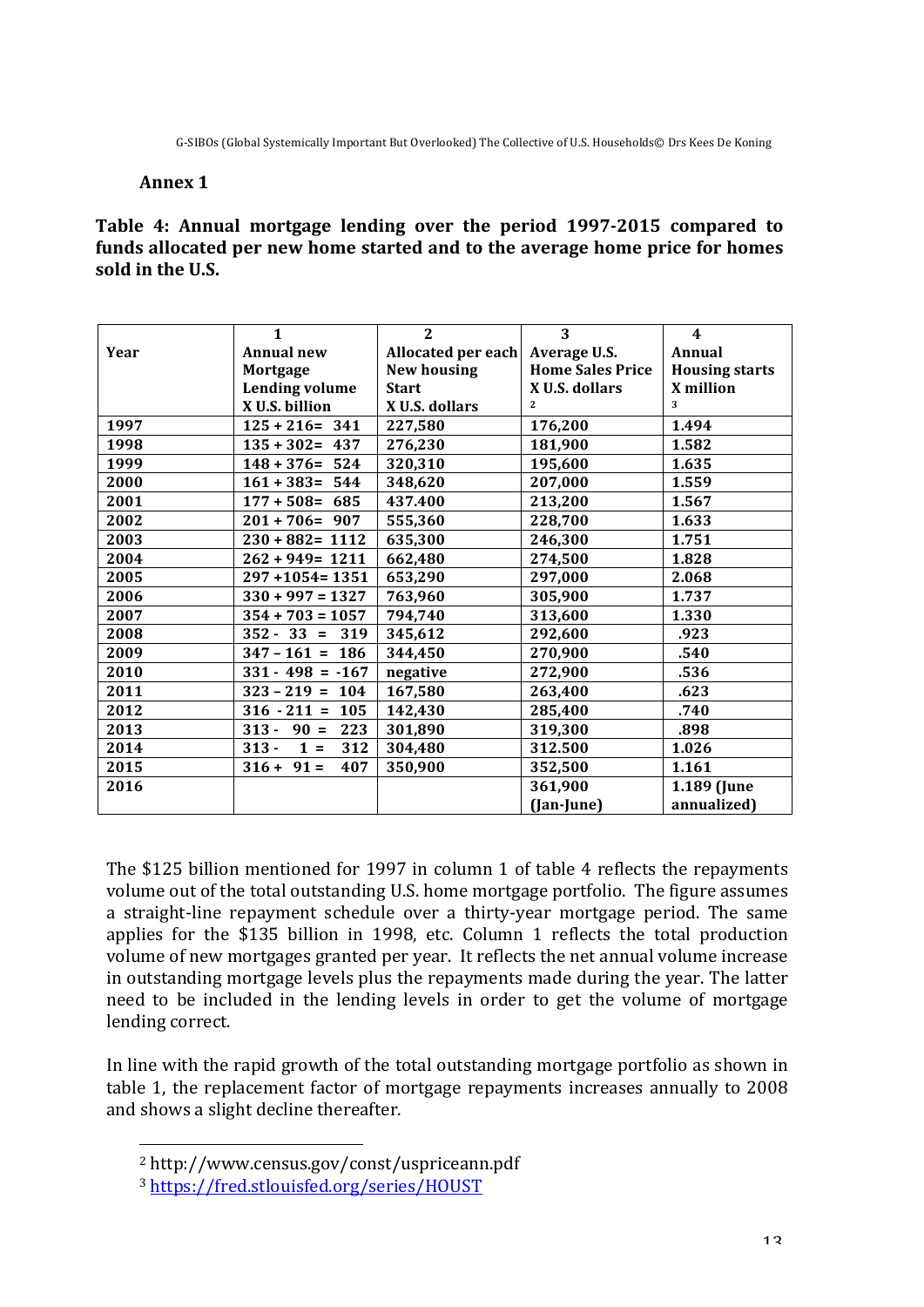## Annex 1

**Table 4: Annual mortgage lending over the period 1997-2015 compared to funds allocated per new home started and to the average home price for homes sold in the U.S.**

| Year | 1<br>Annual new Mortgage Lending volume X U.S. billion | 2<br>Allocated per each New housing Start X U.S. dollars | 3<br>Average U.S. Home Sales Price X U.S. dollars [2] | 4<br>Annual Housing starts X million [3] |
|---|---|---|---|---|
| 1997 | 125 + 216= 341 | 227,580 | 176,200 | 1.494 |
| 1998 | 135 + 302= 437 | 276,230 | 181,900 | 1.582 |
| 1999 | 148 + 376= 524 | 320,310 | 195,600 | 1.635 |
| 2000 | 161 + 383= 544 | 348,620 | 207,000 | 1.559 |
| 2001 | 177 + 508= 685 | 437.400 | 213,200 | 1.567 |
| 2002 | 201 + 706= 907 | 555,360 | 228,700 | 1.633 |
| 2003 | 230 + 882= 1112 | 635,300 | 246,300 | 1.751 |
| 2004 | 262 + 949= 1211 | 662,480 | 274,500 | 1.828 |
| 2005 | 297 +1054= 1351 | 653,290 | 297,000 | 2.068 |
| 2006 | 330 + 997 = 1327 | 763,960 | 305,900 | 1.737 |
| 2007 | 354 + 703 = 1057 | 794,740 | 313,600 | 1.330 |
| 2008 | 352 - 33 = 319 | 345,612 | 292,600 | .923 |
| 2009 | 347 – 161 = 186 | 344,450 | 270,900 | .540 |
| 2010 | 331 - 498 = -167 | negative | 272,900 | .536 |
| 2011 | 323 – 219 = 104 | 167,580 | 263,400 | .623 |
| 2012 | 316 - 211 = 105 | 142,430 | 285,400 | .740 |
| 2013 | 313 - 90 = 223 | 301,890 | 319,300 | .898 |
| 2014 | 313 - 1 = 312 | 304,480 | 312.500 | 1.026 |
| 2015 | 316 + 91 = 407 | 350,900 | 352,500 | 1.161 |
| 2016 | | | 361,900 (Jan-June) | 1.189 (June annualized) |

The $125 billion mentioned for 1997 in column 1 of table 4 reflects the repayments volume out of the total outstanding U.S. home mortgage portfolio. The figure assumes a straight-line repayment schedule over a thirty-year mortgage period. The same applies for the $135 billion in 1998, etc. Column 1 reflects the total production volume of new mortgages granted per year. It reflects the net annual volume increase in outstanding mortgage levels plus the repayments made during the year. The latter need to be included in the lending levels in order to get the volume of mortgage lending correct.

In line with the rapid growth of the total outstanding mortgage portfolio as shown in table 1, the replacement factor of mortgage repayments increases annually to 2008 and shows a slight decline thereafter.

[2] http://www.census.gov/const/uspriceann.pdf

[3] https://fred.stlouisfed.org/series/HOUST